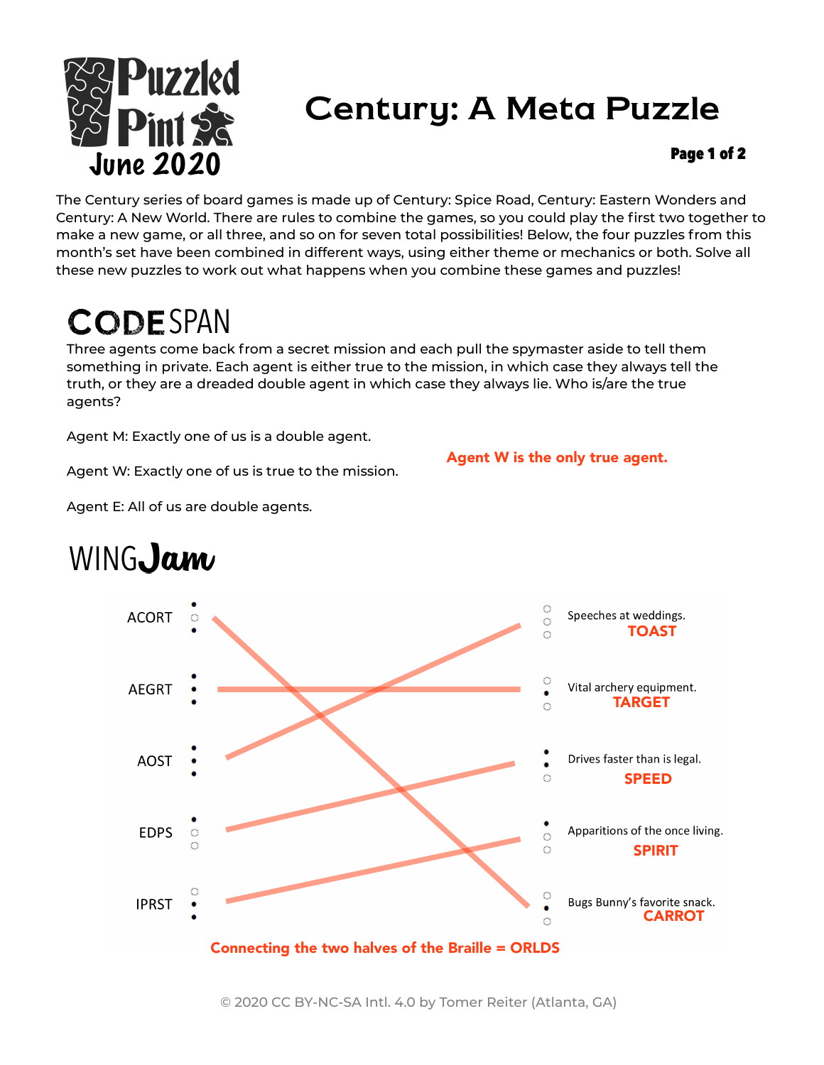# Century: A Meta Puzzle

The Century series of board games is made up of Century: Spice Road, Century: Eastern Wonders and Century: A New World. There are rules to combine the games, so you could play the first two together to make a new game, or all three, and so on for seven total possibilities! Below, the four puzzles from this month's set have been combined in different ways, using either theme or mechanics or both. Solve all these new puzzles to work out what happens when you combine these games and puzzles!

## CODE SPAN

Three agents come back from a secret mission and each pull the spymaster aside to tell them something in private. Each agent is either true to the mission, in which case they always tell the truth, or they are a dreaded double agent in which case they always lie. Who is/are the true agents?

Agent M: Exactly one of us is a double agent.

Agent W: Exactly one of us is true to the mission.

Agent E: All of us are double agents.

**Agent W is the only true agent.**

## WING Jam

| Letters | Clue | Answer |
|---|---|---|
| ACORT | Speeches at weddings. | TOAST |
| AEGRT | Vital archery equipment. | TARGET |
| AOST | Drives faster than is legal. | SPEED |
| EDPS | Apparitions of the once living. | SPIRIT |
| IPRST | Bugs Bunny's favorite snack. | CARROT |

Matches drawn: ACORT – CARROT, AEGRT – TARGET, AOST – TOAST, EDPS – SPEED, IPRST – SPIRIT

**Connecting the two halves of the Braille = ORLDS**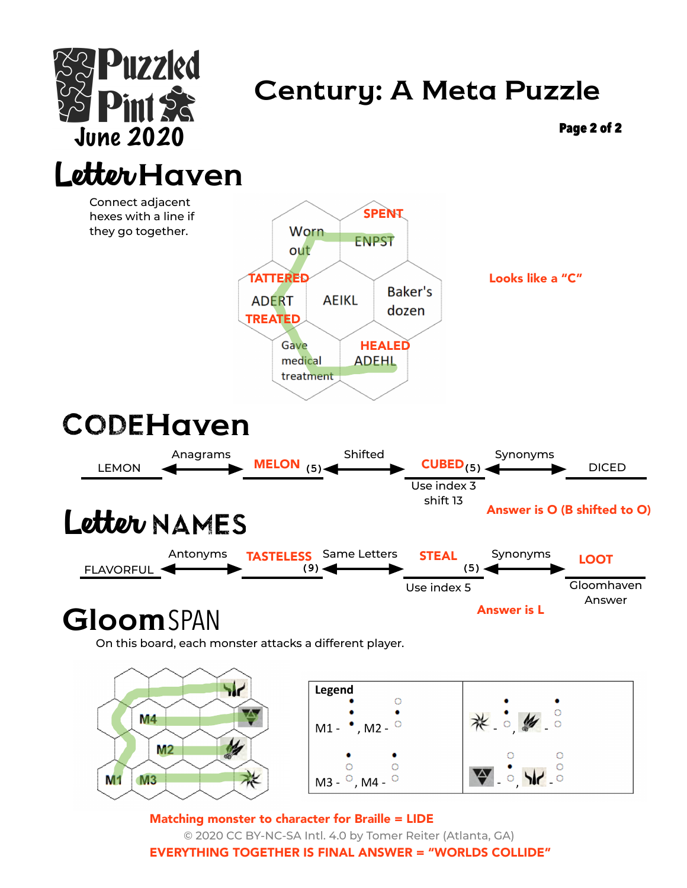# Century: A Meta Puzzle

Puzzled Pint June 2020

## LetterHaven

Connect adjacent hexes with a line if they go together.

SPENT

Worn out

ENPST

TATTERED

ADERT

TREATED

AEIKL

Baker's dozen

Gave medical treatment

HEALED

ADEHL

Looks like a "C"

## CODEHaven

LEMON — Anagrams — MELON (5) — Shifted — CUBED (5) — Synonyms — DICED

Use index 3 shift 13

Answer is O (B shifted to O)

## Letter NAMES

FLAVORFUL — Antonyms — TASTELESS (9) — Same Letters — STEAL (5) — Synonyms — LOOT

Use index 5

Gloomhaven Answer

Answer is L

## GloomSPAN

On this board, each monster attacks a different player.

M4

M2

M1

M3

Legend

M1 - , M2 - 

M3 - , M4 - 

Matching monster to character for Braille = LIDE

© 2020 CC BY-NC-SA Intl. 4.0 by Tomer Reiter (Atlanta, GA)

EVERYTHING TOGETHER IS FINAL ANSWER = "WORLDS COLLIDE"